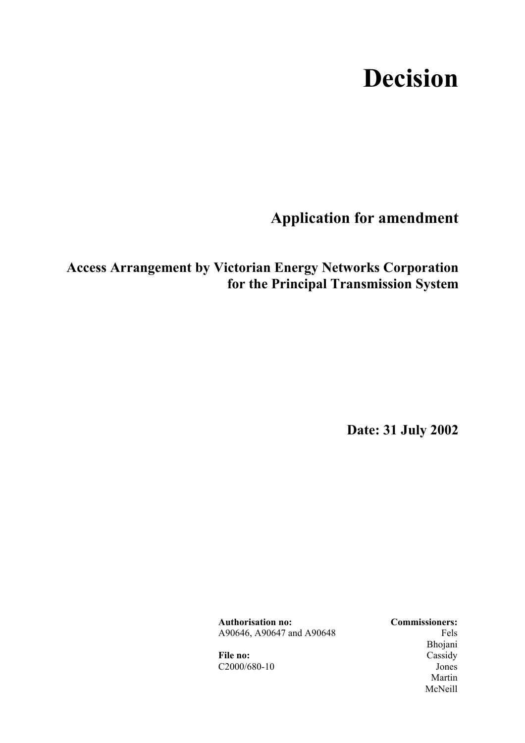# Decision

## Application for amendment

### Access Arrangement by Victorian Energy Networks Corporation for the Principal Transmission System

**Date: 31 July 2002**

**Authorisation no:**
A90646, A90647 and A90648

**File no:**
C2000/680-10

**Commissioners:**
Fels
Bhojani
Cassidy
Jones
Martin
McNeill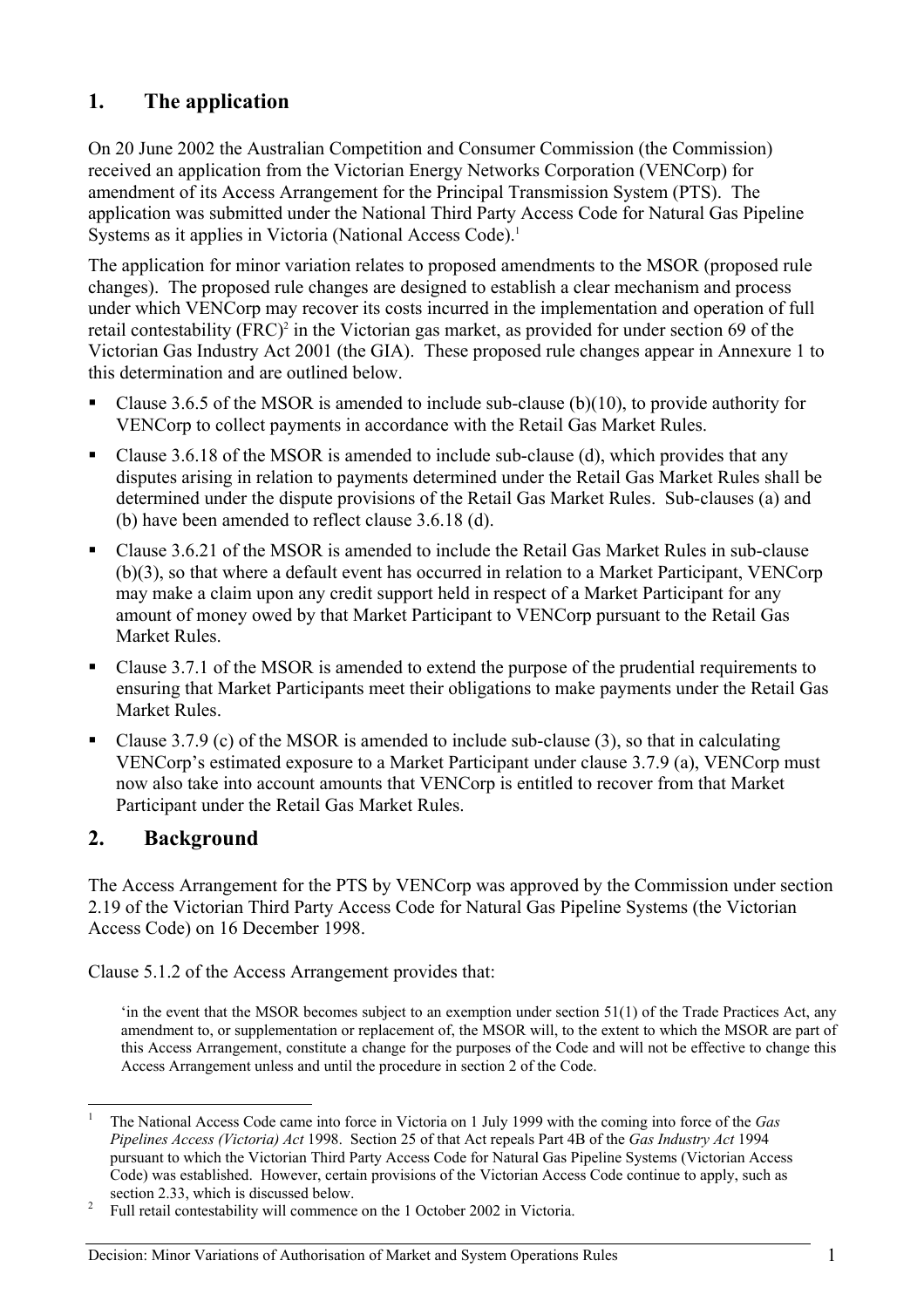## 1. The application

On 20 June 2002 the Australian Competition and Consumer Commission (the Commission) received an application from the Victorian Energy Networks Corporation (VENCorp) for amendment of its Access Arrangement for the Principal Transmission System (PTS). The application was submitted under the National Third Party Access Code for Natural Gas Pipeline Systems as it applies in Victoria (National Access Code).[1]

The application for minor variation relates to proposed amendments to the MSOR (proposed rule changes). The proposed rule changes are designed to establish a clear mechanism and process under which VENCorp may recover its costs incurred in the implementation and operation of full retail contestability (FRC)[2] in the Victorian gas market, as provided for under section 69 of the Victorian Gas Industry Act 2001 (the GIA). These proposed rule changes appear in Annexure 1 to this determination and are outlined below.

- Clause 3.6.5 of the MSOR is amended to include sub-clause (b)(10), to provide authority for VENCorp to collect payments in accordance with the Retail Gas Market Rules.
- Clause 3.6.18 of the MSOR is amended to include sub-clause (d), which provides that any disputes arising in relation to payments determined under the Retail Gas Market Rules shall be determined under the dispute provisions of the Retail Gas Market Rules. Sub-clauses (a) and (b) have been amended to reflect clause 3.6.18 (d).
- Clause 3.6.21 of the MSOR is amended to include the Retail Gas Market Rules in sub-clause (b)(3), so that where a default event has occurred in relation to a Market Participant, VENCorp may make a claim upon any credit support held in respect of a Market Participant for any amount of money owed by that Market Participant to VENCorp pursuant to the Retail Gas Market Rules.
- Clause 3.7.1 of the MSOR is amended to extend the purpose of the prudential requirements to ensuring that Market Participants meet their obligations to make payments under the Retail Gas Market Rules.
- Clause 3.7.9 (c) of the MSOR is amended to include sub-clause (3), so that in calculating VENCorp's estimated exposure to a Market Participant under clause 3.7.9 (a), VENCorp must now also take into account amounts that VENCorp is entitled to recover from that Market Participant under the Retail Gas Market Rules.

## 2. Background

The Access Arrangement for the PTS by VENCorp was approved by the Commission under section 2.19 of the Victorian Third Party Access Code for Natural Gas Pipeline Systems (the Victorian Access Code) on 16 December 1998.

Clause 5.1.2 of the Access Arrangement provides that:

> 'in the event that the MSOR becomes subject to an exemption under section 51(1) of the Trade Practices Act, any amendment to, or supplementation or replacement of, the MSOR will, to the extent to which the MSOR are part of this Access Arrangement, constitute a change for the purposes of the Code and will not be effective to change this Access Arrangement unless and until the procedure in section 2 of the Code.

---

[1] The National Access Code came into force in Victoria on 1 July 1999 with the coming into force of the *Gas Pipelines Access (Victoria) Act* 1998. Section 25 of that Act repeals Part 4B of the *Gas Industry Act* 1994 pursuant to which the Victorian Third Party Access Code for Natural Gas Pipeline Systems (Victorian Access Code) was established. However, certain provisions of the Victorian Access Code continue to apply, such as section 2.33, which is discussed below.

[2] Full retail contestability will commence on the 1 October 2002 in Victoria.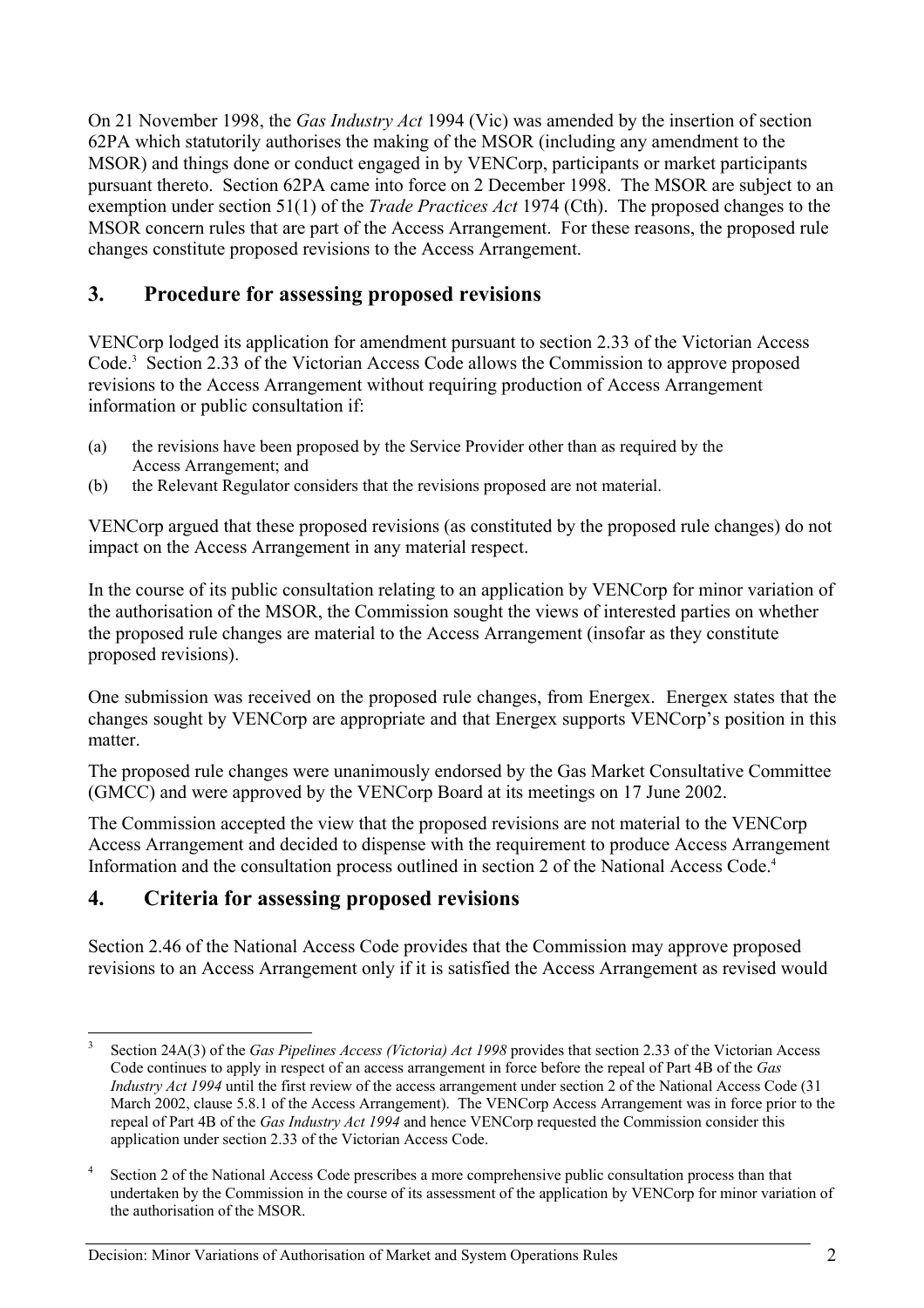On 21 November 1998, the *Gas Industry Act* 1994 (Vic) was amended by the insertion of section 62PA which statutorily authorises the making of the MSOR (including any amendment to the MSOR) and things done or conduct engaged in by VENCorp, participants or market participants pursuant thereto. Section 62PA came into force on 2 December 1998. The MSOR are subject to an exemption under section 51(1) of the *Trade Practices Act* 1974 (Cth). The proposed changes to the MSOR concern rules that are part of the Access Arrangement. For these reasons, the proposed rule changes constitute proposed revisions to the Access Arrangement.

## 3. Procedure for assessing proposed revisions

VENCorp lodged its application for amendment pursuant to section 2.33 of the Victorian Access Code.[3] Section 2.33 of the Victorian Access Code allows the Commission to approve proposed revisions to the Access Arrangement without requiring production of Access Arrangement information or public consultation if:

(a) the revisions have been proposed by the Service Provider other than as required by the Access Arrangement; and
(b) the Relevant Regulator considers that the revisions proposed are not material.

VENCorp argued that these proposed revisions (as constituted by the proposed rule changes) do not impact on the Access Arrangement in any material respect.

In the course of its public consultation relating to an application by VENCorp for minor variation of the authorisation of the MSOR, the Commission sought the views of interested parties on whether the proposed rule changes are material to the Access Arrangement (insofar as they constitute proposed revisions).

One submission was received on the proposed rule changes, from Energex. Energex states that the changes sought by VENCorp are appropriate and that Energex supports VENCorp's position in this matter.

The proposed rule changes were unanimously endorsed by the Gas Market Consultative Committee (GMCC) and were approved by the VENCorp Board at its meetings on 17 June 2002.

The Commission accepted the view that the proposed revisions are not material to the VENCorp Access Arrangement and decided to dispense with the requirement to produce Access Arrangement Information and the consultation process outlined in section 2 of the National Access Code.[4]

## 4. Criteria for assessing proposed revisions

Section 2.46 of the National Access Code provides that the Commission may approve proposed revisions to an Access Arrangement only if it is satisfied the Access Arrangement as revised would

---

[3] Section 24A(3) of the *Gas Pipelines Access (Victoria) Act 1998* provides that section 2.33 of the Victorian Access Code continues to apply in respect of an access arrangement in force before the repeal of Part 4B of the *Gas Industry Act 1994* until the first review of the access arrangement under section 2 of the National Access Code (31 March 2002, clause 5.8.1 of the Access Arrangement). The VENCorp Access Arrangement was in force prior to the repeal of Part 4B of the *Gas Industry Act 1994* and hence VENCorp requested the Commission consider this application under section 2.33 of the Victorian Access Code.

[4] Section 2 of the National Access Code prescribes a more comprehensive public consultation process than that undertaken by the Commission in the course of its assessment of the application by VENCorp for minor variation of the authorisation of the MSOR.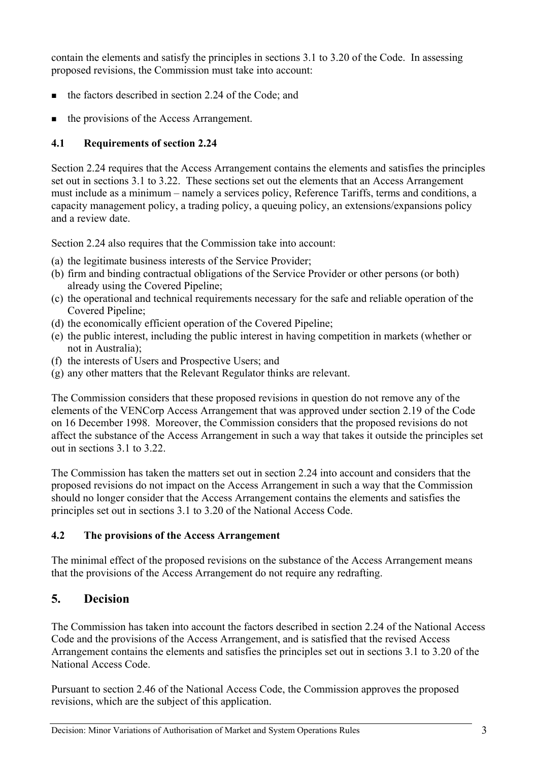contain the elements and satisfy the principles in sections 3.1 to 3.20 of the Code. In assessing proposed revisions, the Commission must take into account:

- the factors described in section 2.24 of the Code; and
- the provisions of the Access Arrangement.

### 4.1 Requirements of section 2.24

Section 2.24 requires that the Access Arrangement contains the elements and satisfies the principles set out in sections 3.1 to 3.22. These sections set out the elements that an Access Arrangement must include as a minimum – namely a services policy, Reference Tariffs, terms and conditions, a capacity management policy, a trading policy, a queuing policy, an extensions/expansions policy and a review date.

Section 2.24 also requires that the Commission take into account:

(a) the legitimate business interests of the Service Provider;
(b) firm and binding contractual obligations of the Service Provider or other persons (or both) already using the Covered Pipeline;
(c) the operational and technical requirements necessary for the safe and reliable operation of the Covered Pipeline;
(d) the economically efficient operation of the Covered Pipeline;
(e) the public interest, including the public interest in having competition in markets (whether or not in Australia);
(f) the interests of Users and Prospective Users; and
(g) any other matters that the Relevant Regulator thinks are relevant.

The Commission considers that these proposed revisions in question do not remove any of the elements of the VENCorp Access Arrangement that was approved under section 2.19 of the Code on 16 December 1998. Moreover, the Commission considers that the proposed revisions do not affect the substance of the Access Arrangement in such a way that takes it outside the principles set out in sections 3.1 to 3.22.

The Commission has taken the matters set out in section 2.24 into account and considers that the proposed revisions do not impact on the Access Arrangement in such a way that the Commission should no longer consider that the Access Arrangement contains the elements and satisfies the principles set out in sections 3.1 to 3.20 of the National Access Code.

### 4.2 The provisions of the Access Arrangement

The minimal effect of the proposed revisions on the substance of the Access Arrangement means that the provisions of the Access Arrangement do not require any redrafting.

## 5. Decision

The Commission has taken into account the factors described in section 2.24 of the National Access Code and the provisions of the Access Arrangement, and is satisfied that the revised Access Arrangement contains the elements and satisfies the principles set out in sections 3.1 to 3.20 of the National Access Code.

Pursuant to section 2.46 of the National Access Code, the Commission approves the proposed revisions, which are the subject of this application.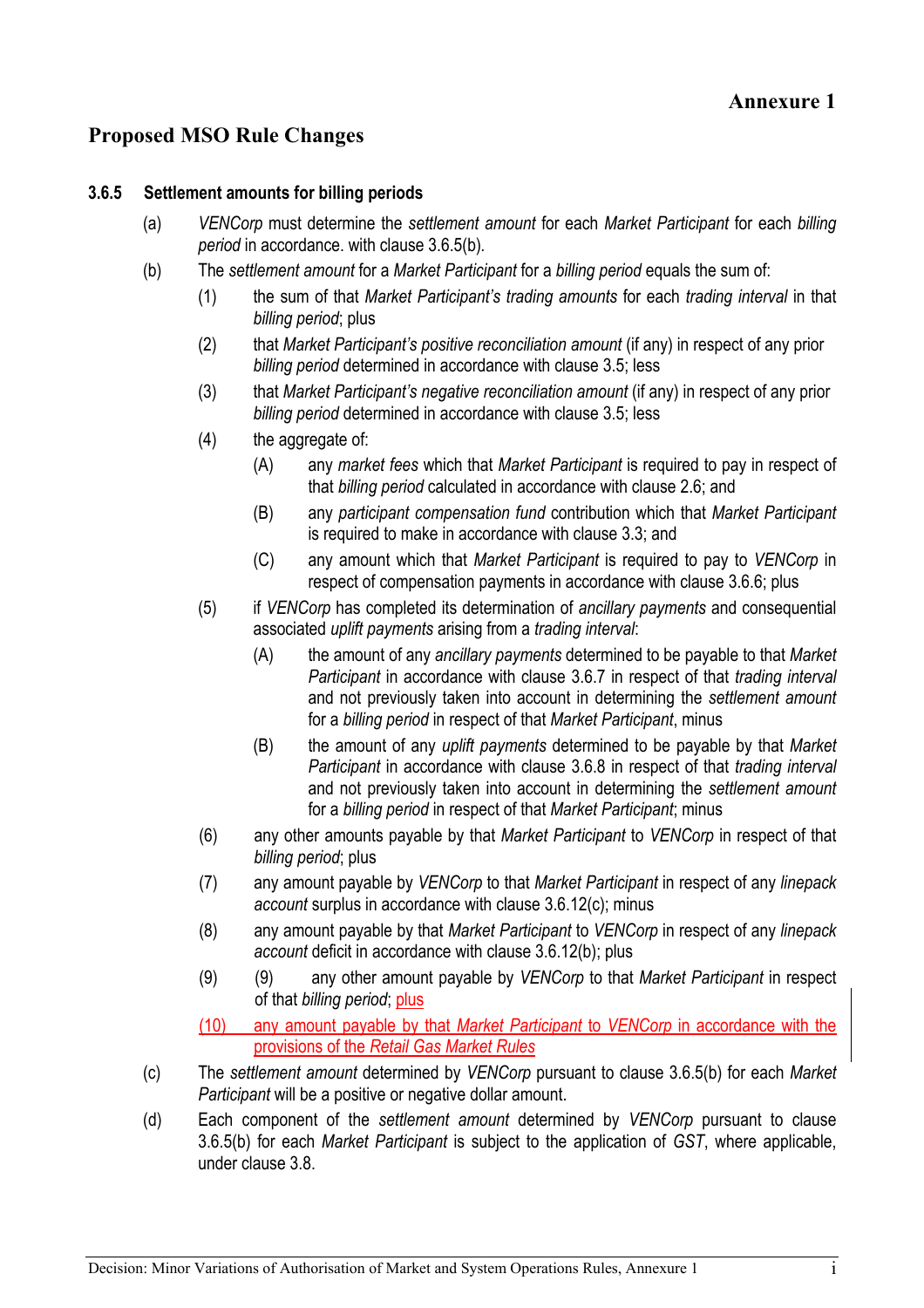# Annexure 1

## Proposed MSO Rule Changes

### 3.6.5 Settlement amounts for billing periods

(a) *VENCorp* must determine the *settlement amount* for each *Market Participant* for each *billing period* in accordance. with clause 3.6.5(b).

(b) The *settlement amount* for a *Market Participant* for a *billing period* equals the sum of:

  (1) the sum of that *Market Participant's trading amounts* for each *trading interval* in that *billing period*; plus

  (2) that *Market Participant's positive reconciliation amount* (if any) in respect of any prior *billing period* determined in accordance with clause 3.5; less

  (3) that *Market Participant's negative reconciliation amount* (if any) in respect of any prior *billing period* determined in accordance with clause 3.5; less

  (4) the aggregate of:

    (A) any *market fees* which that *Market Participant* is required to pay in respect of that *billing period* calculated in accordance with clause 2.6; and

    (B) any *participant compensation fund* contribution which that *Market Participant* is required to make in accordance with clause 3.3; and

    (C) any amount which that *Market Participant* is required to pay to *VENCorp* in respect of compensation payments in accordance with clause 3.6.6; plus

  (5) if *VENCorp* has completed its determination of *ancillary payments* and consequential associated *uplift payments* arising from a *trading interval*:

    (A) the amount of any *ancillary payments* determined to be payable to that *Market Participant* in accordance with clause 3.6.7 in respect of that *trading interval* and not previously taken into account in determining the *settlement amount* for a *billing period* in respect of that *Market Participant*, minus

    (B) the amount of any *uplift payments* determined to be payable by that *Market Participant* in accordance with clause 3.6.8 in respect of that *trading interval* and not previously taken into account in determining the *settlement amount* for a *billing period* in respect of that *Market Participant*; minus

  (6) any other amounts payable by that *Market Participant* to *VENCorp* in respect of that *billing period*; plus

  (7) any amount payable by *VENCorp* to that *Market Participant* in respect of any *linepack account* surplus in accordance with clause 3.6.12(c); minus

  (8) any amount payable by that *Market Participant* to *VENCorp* in respect of any *linepack account* deficit in accordance with clause 3.6.12(b); plus

  (9) (9) any other amount payable by *VENCorp* to that *Market Participant* in respect of that *billing period*; plus

  (10) any amount payable by that *Market Participant* to *VENCorp* in accordance with the provisions of the *Retail Gas Market Rules*

(c) The *settlement amount* determined by *VENCorp* pursuant to clause 3.6.5(b) for each *Market Participant* will be a positive or negative dollar amount.

(d) Each component of the *settlement amount* determined by *VENCorp* pursuant to clause 3.6.5(b) for each *Market Participant* is subject to the application of *GST*, where applicable, under clause 3.8.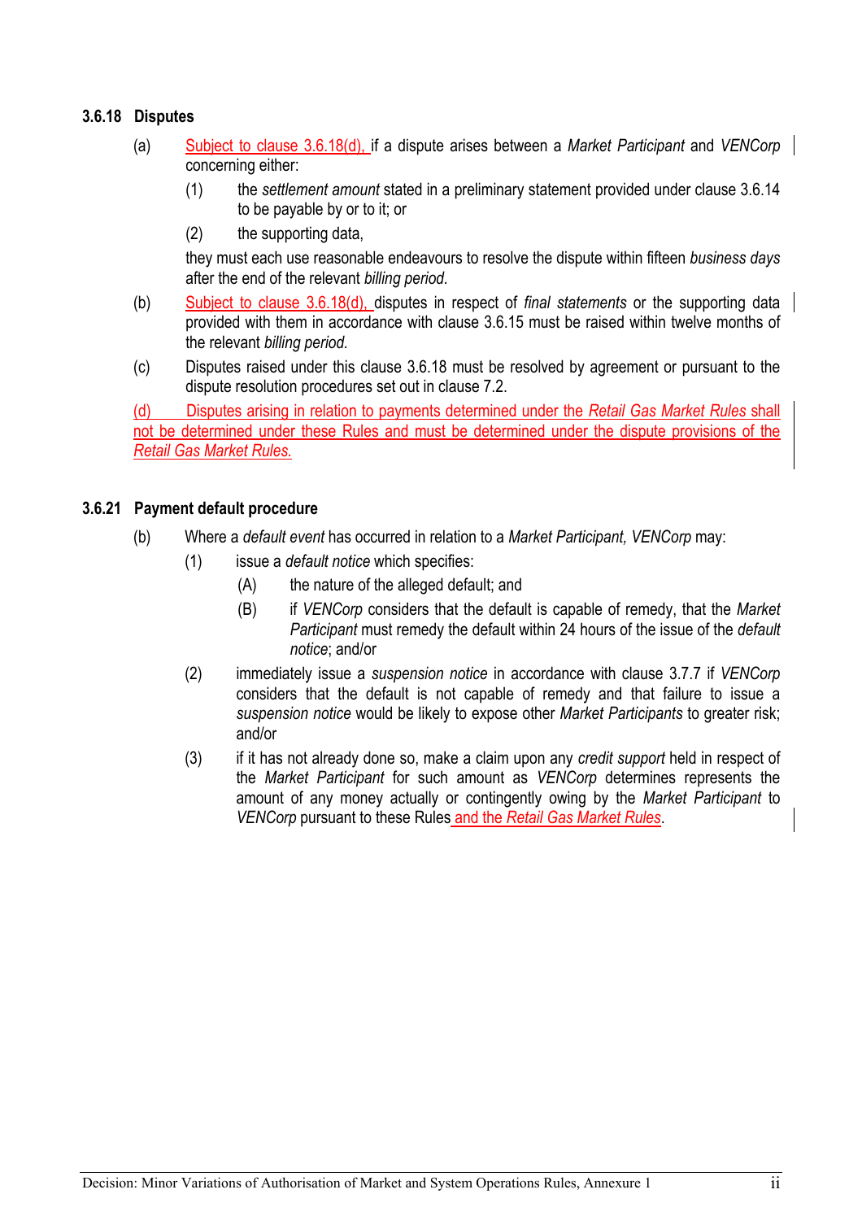### 3.6.18 Disputes

(a) Subject to clause 3.6.18(d), if a dispute arises between a *Market Participant* and *VENCorp* concerning either:

(1) the *settlement amount* stated in a preliminary statement provided under clause 3.6.14 to be payable by or to it; or

(2) the supporting data,

they must each use reasonable endeavours to resolve the dispute within fifteen *business days* after the end of the relevant *billing period*.

(b) Subject to clause 3.6.18(d), disputes in respect of *final statements* or the supporting data provided with them in accordance with clause 3.6.15 must be raised within twelve months of the relevant *billing period*.

(c) Disputes raised under this clause 3.6.18 must be resolved by agreement or pursuant to the dispute resolution procedures set out in clause 7.2.

(d) Disputes arising in relation to payments determined under the *Retail Gas Market Rules* shall not be determined under these Rules and must be determined under the dispute provisions of the *Retail Gas Market Rules*.

### 3.6.21 Payment default procedure

(b) Where a *default event* has occurred in relation to a *Market Participant, VENCorp* may:

(1) issue a *default notice* which specifies:

(A) the nature of the alleged default; and

(B) if *VENCorp* considers that the default is capable of remedy, that the *Market Participant* must remedy the default within 24 hours of the issue of the *default notice*; and/or

(2) immediately issue a *suspension notice* in accordance with clause 3.7.7 if *VENCorp* considers that the default is not capable of remedy and that failure to issue a *suspension notice* would be likely to expose other *Market Participants* to greater risk; and/or

(3) if it has not already done so, make a claim upon any *credit support* held in respect of the *Market Participant* for such amount as *VENCorp* determines represents the amount of any money actually or contingently owing by the *Market Participant* to *VENCorp* pursuant to these Rules and the *Retail Gas Market Rules*.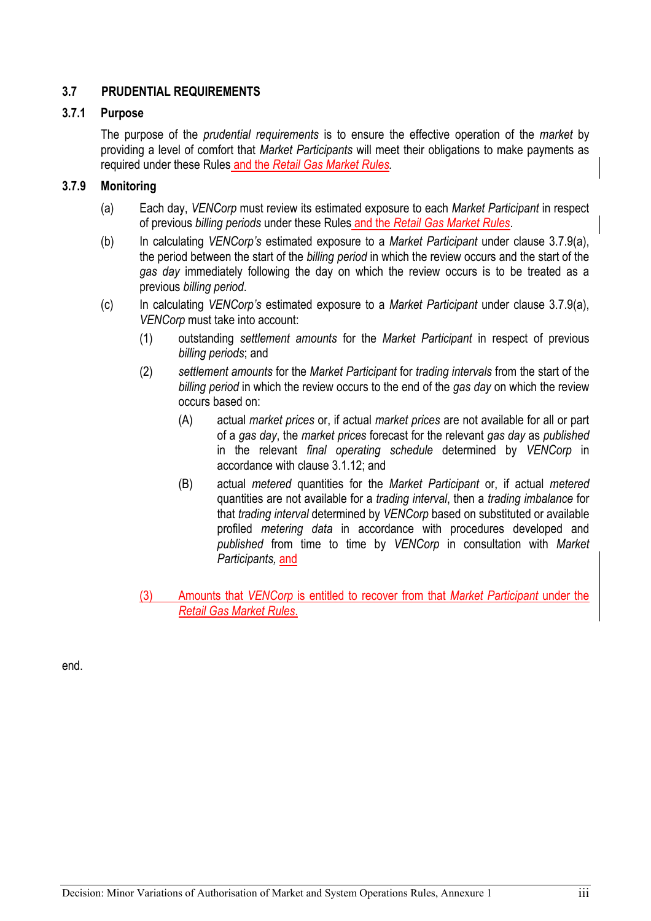## 3.7 PRUDENTIAL REQUIREMENTS

### 3.7.1 Purpose

The purpose of the *prudential requirements* is to ensure the effective operation of the *market* by providing a level of comfort that *Market Participants* will meet their obligations to make payments as required under these Rules and the *Retail Gas Market Rules*.

### 3.7.9 Monitoring

(a) Each day, *VENCorp* must review its estimated exposure to each *Market Participant* in respect of previous *billing periods* under these Rules and the *Retail Gas Market Rules*.

(b) In calculating *VENCorp's* estimated exposure to a *Market Participant* under clause 3.7.9(a), the period between the start of the *billing period* in which the review occurs and the start of the *gas day* immediately following the day on which the review occurs is to be treated as a previous *billing period*.

(c) In calculating *VENCorp's* estimated exposure to a *Market Participant* under clause 3.7.9(a), *VENCorp* must take into account:

(1) outstanding *settlement amounts* for the *Market Participant* in respect of previous *billing periods*; and

(2) *settlement amounts* for the *Market Participant* for *trading intervals* from the start of the *billing period* in which the review occurs to the end of the *gas day* on which the review occurs based on:

(A) actual *market prices* or, if actual *market prices* are not available for all or part of a *gas day*, the *market prices* forecast for the relevant *gas day* as *published* in the relevant *final operating schedule* determined by *VENCorp* in accordance with clause 3.1.12; and

(B) actual *metered* quantities for the *Market Participant* or, if actual *metered* quantities are not available for a *trading interval*, then a *trading imbalance* for that *trading interval* determined by *VENCorp* based on substituted or available profiled *metering data* in accordance with procedures developed and *published* from time to time by *VENCorp* in consultation with *Market Participants*, and

(3) Amounts that *VENCorp* is entitled to recover from that *Market Participant* under the *Retail Gas Market Rules*.

end.